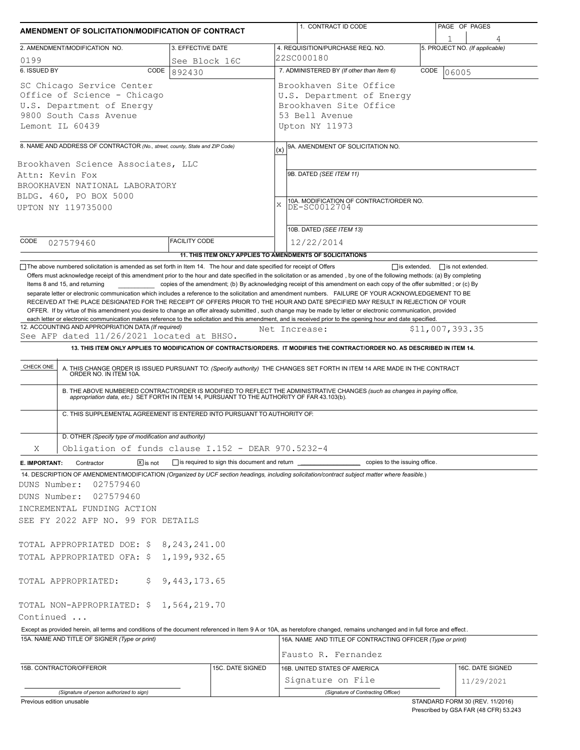# AMENDMENT OF SOLICITATION/MODIFICATION OF CONTRACT

| | | | |
|---|---|---|---|
| 1. CONTRACT ID CODE | | PAGE OF PAGES | 1 / 4 |
| 2. AMENDMENT/MODIFICATION NO. 0199 | 3. EFFECTIVE DATE See Block 16C | 4. REQUISITION/PURCHASE REQ. NO. 22SC000180 | 5. PROJECT NO. (If applicable) |
| 6. ISSUED BY CODE 892430 | | 7. ADMINISTERED BY (If other than Item 6) CODE 06005 | |

**6. ISSUED BY** (CODE 892430)

SC Chicago Service Center
Office of Science - Chicago
U.S. Department of Energy
9800 South Cass Avenue
Lemont IL 60439

**7. ADMINISTERED BY** (CODE 06005)

Brookhaven Site Office
U.S. Department of Energy
Brookhaven Site Office
53 Bell Avenue
Upton NY 11973

**8. NAME AND ADDRESS OF CONTRACTOR** (No., street, county, State and ZIP Code)

Brookhaven Science Associates, LLC
Attn: Kevin Fox
BROOKHAVEN NATIONAL LABORATORY
BLDG. 460, PO BOX 5000
UPTON NY 119735000

CODE 027579460 FACILITY CODE

(x) 9A. AMENDMENT OF SOLICITATION NO.

9B. DATED (SEE ITEM 11)

X 10A. MODIFICATION OF CONTRACT/ORDER NO. DE-SC0012704

10B. DATED (SEE ITEM 13) 12/22/2014

**11. THIS ITEM ONLY APPLIES TO AMENDMENTS OF SOLICITATIONS**

☐ The above numbered solicitation is amended as set forth in Item 14. The hour and date specified for receipt of Offers ☐ is extended, ☐ is not extended.

Offers must acknowledge receipt of this amendment prior to the hour and date specified in the solicitation or as amended, by one of the following methods: (a) By completing Items 8 and 15, and returning ____________ copies of the amendment; (b) By acknowledging receipt of this amendment on each copy of the offer submitted ; or (c) By separate letter or electronic communication which includes a reference to the solicitation and amendment numbers. FAILURE OF YOUR ACKNOWLEDGEMENT TO BE RECEIVED AT THE PLACE DESIGNATED FOR THE RECEIPT OF OFFERS PRIOR TO THE HOUR AND DATE SPECIFIED MAY RESULT IN REJECTION OF YOUR OFFER. If by virtue of this amendment you desire to change an offer already submitted , such change may be made by letter or electronic communication, provided each letter or electronic communication makes reference to the solicitation and this amendment, and is received prior to the opening hour and date specified.

**12. ACCOUNTING AND APPROPRIATION DATA** (If required)
See AFP dated 11/26/2021 located at BHSO. Net Increase: $11,007,393.35

**13. THIS ITEM ONLY APPLIES TO MODIFICATION OF CONTRACTS/ORDERS. IT MODIFIES THE CONTRACT/ORDER NO. AS DESCRIBED IN ITEM 14.**

| CHECK ONE | |
|---|---|
| | A. THIS CHANGE ORDER IS ISSUED PURSUANT TO: (Specify authority) THE CHANGES SET FORTH IN ITEM 14 ARE MADE IN THE CONTRACT ORDER NO. IN ITEM 10A. |
| | B. THE ABOVE NUMBERED CONTRACT/ORDER IS MODIFIED TO REFLECT THE ADMINISTRATIVE CHANGES (such as changes in paying office, appropriation data, etc.) SET FORTH IN ITEM 14, PURSUANT TO THE AUTHORITY OF FAR 43.103(b). |
| | C. THIS SUPPLEMENTAL AGREEMENT IS ENTERED INTO PURSUANT TO AUTHORITY OF: |
| X | D. OTHER (Specify type of modification and authority) Obligation of funds clause I.152 - DEAR 970.5232-4 |

**E. IMPORTANT:** Contractor ☒ is not ☐ is required to sign this document and return ____________ copies to the issuing office.

**14. DESCRIPTION OF AMENDMENT/MODIFICATION** (Organized by UCF section headings, including solicitation/contract subject matter where feasible.)

DUNS Number: 027579460
DUNS Number: 027579460
INCREMENTAL FUNDING ACTION
SEE FY 2022 AFP NO. 99 FOR DETAILS

TOTAL APPROPRIATED DOE: $ 8,243,241.00
TOTAL APPROPRIATED OFA: $ 1,199,932.65

TOTAL APPROPRIATED: $ 9,443,173.65

TOTAL NON-APPROPRIATED: $ 1,564,219.70

Continued ...

Except as provided herein, all terms and conditions of the document referenced in Item 9 A or 10A, as heretofore changed, remains unchanged and in full force and effect.

| 15A. NAME AND TITLE OF SIGNER (Type or print) | | 16A. NAME AND TITLE OF CONTRACTING OFFICER (Type or print) | |
|---|---|---|---|
| | | Fausto R. Fernandez | |
| 15B. CONTRACTOR/OFFEROR | 15C. DATE SIGNED | 16B. UNITED STATES OF AMERICA | 16C. DATE SIGNED |
| (Signature of person authorized to sign) | | Signature on File (Signature of Contracting Officer) | 11/29/2021 |

Previous edition unusable

STANDARD FORM 30 (REV. 11/2016)
Prescribed by GSA FAR (48 CFR) 53.243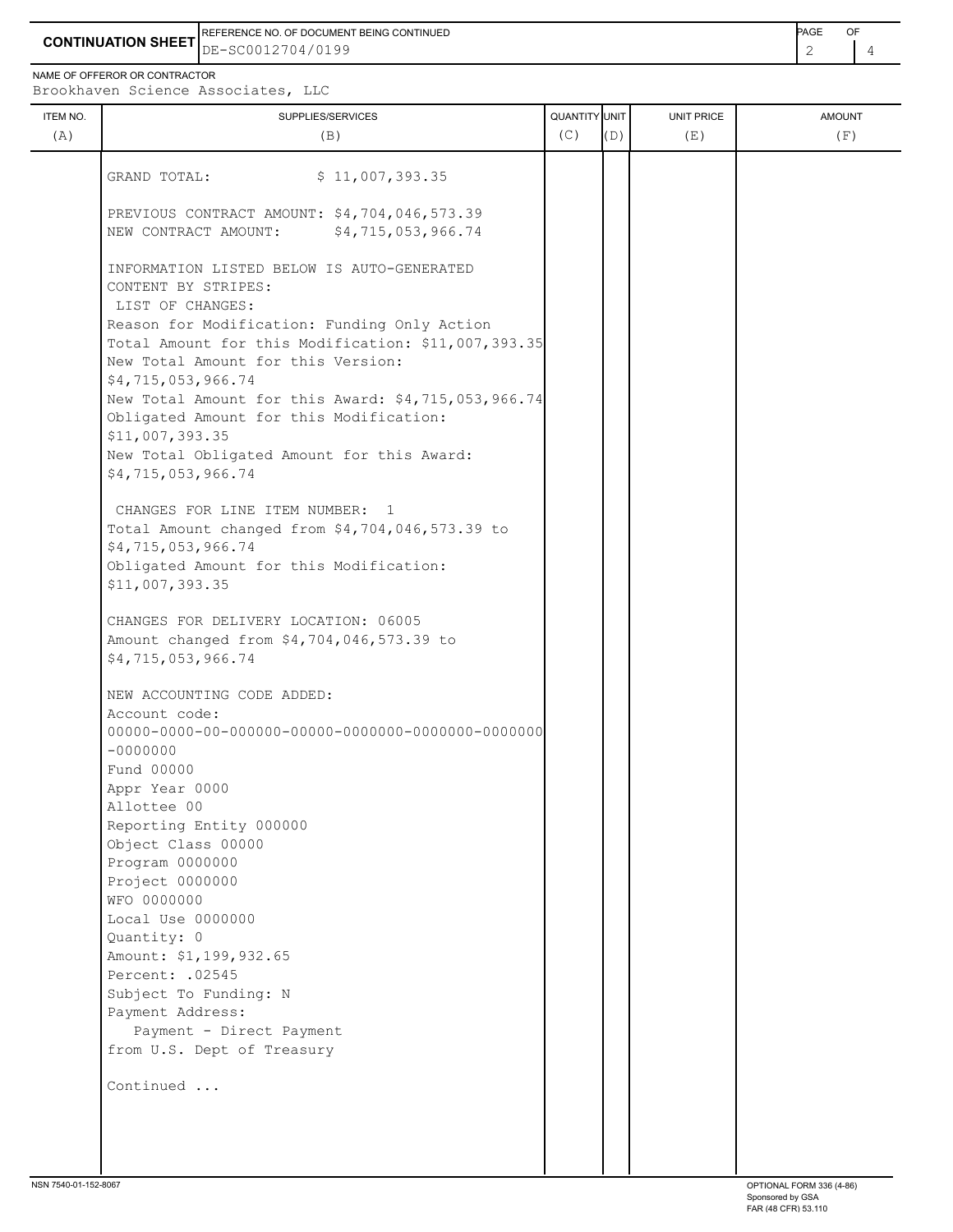**CONTINUATION SHEET**

REFERENCE NO. OF DOCUMENT BEING CONTINUED
DE-SC0012704/0199

NAME OF OFFEROR OR CONTRACTOR
Brookhaven Science Associates, LLC

| ITEM NO. (A) | SUPPLIES/SERVICES (B) | QUANTITY (C) | UNIT (D) | UNIT PRICE (E) | AMOUNT (F) |
|---|---|---|---|---|---|
| | GRAND TOTAL: $ 11,007,393.35 | | | | |

PREVIOUS CONTRACT AMOUNT: $4,704,046,573.39
NEW CONTRACT AMOUNT: $4,715,053,966.74

INFORMATION LISTED BELOW IS AUTO-GENERATED
CONTENT BY STRIPES:
LIST OF CHANGES:
Reason for Modification: Funding Only Action
Total Amount for this Modification: $11,007,393.35
New Total Amount for this Version:
$4,715,053,966.74
New Total Amount for this Award: $4,715,053,966.74
Obligated Amount for this Modification:
$11,007,393.35
New Total Obligated Amount for this Award:
$4,715,053,966.74

CHANGES FOR LINE ITEM NUMBER: 1
Total Amount changed from $4,704,046,573.39 to
$4,715,053,966.74
Obligated Amount for this Modification:
$11,007,393.35

CHANGES FOR DELIVERY LOCATION: 06005
Amount changed from $4,704,046,573.39 to
$4,715,053,966.74

NEW ACCOUNTING CODE ADDED:
Account code:
00000-0000-00-000000-00000-0000000-0000000-0000000
-0000000
Fund 00000
Appr Year 0000
Allottee 00
Reporting Entity 000000
Object Class 00000
Program 0000000
Project 0000000
WFO 0000000
Local Use 0000000
Quantity: 0
Amount: $1,199,932.65
Percent: .02545
Subject To Funding: N
Payment Address:
Payment - Direct Payment
from U.S. Dept of Treasury

Continued ...

NSN 7540-01-152-8067 OPTIONAL FORM 336 (4-86) Sponsored by GSA FAR (48 CFR) 53.110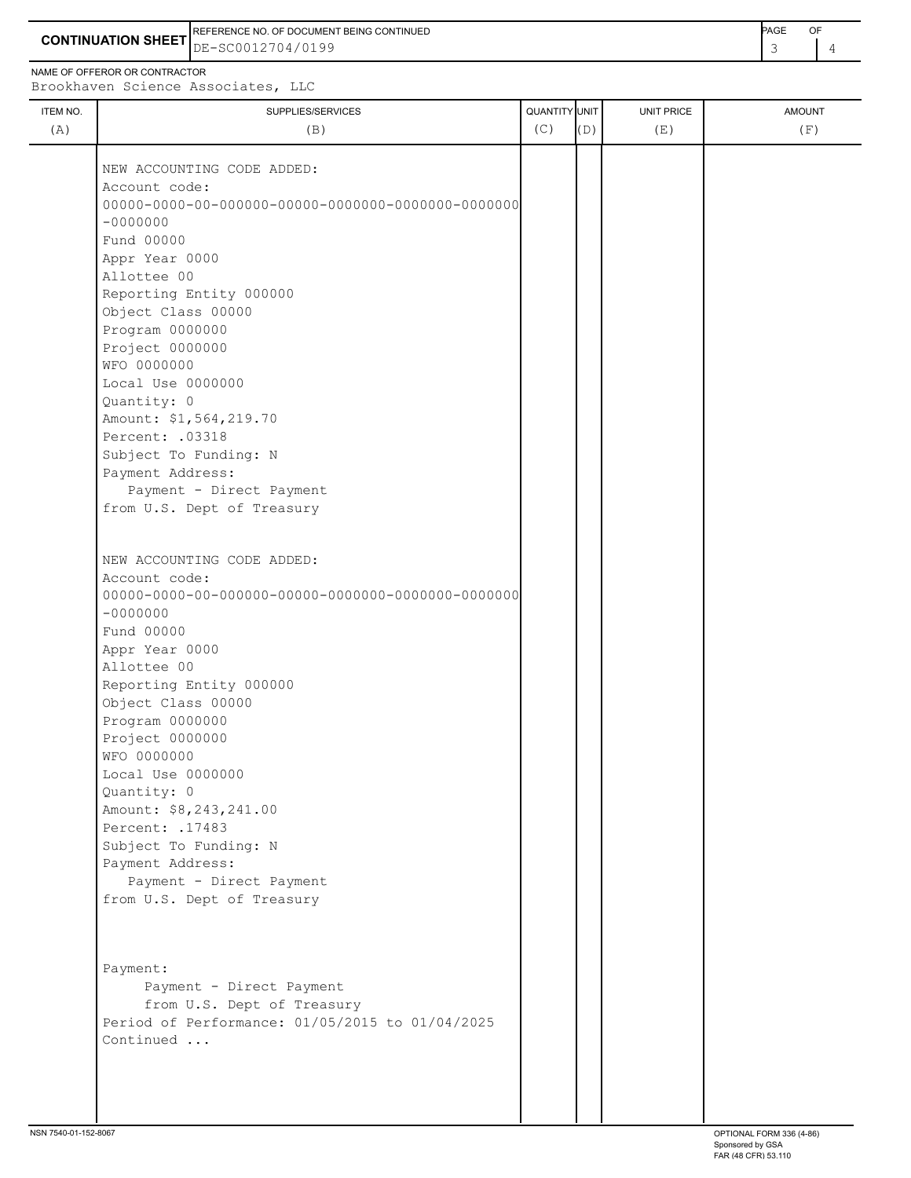**CONTINUATION SHEET**

REFERENCE NO. OF DOCUMENT BEING CONTINUED
DE-SC0012704/0199

NAME OF OFFEROR OR CONTRACTOR
Brookhaven Science Associates, LLC

| ITEM NO. (A) | SUPPLIES/SERVICES (B) | QUANTITY (C) | UNIT (D) | UNIT PRICE (E) | AMOUNT (F) |
|---|---|---|---|---|---|
| | NEW ACCOUNTING CODE ADDED:<br>Account code:<br>00000-0000-00-000000-00000-0000000-0000000-0000000-0000000<br>Fund 00000<br>Appr Year 0000<br>Allottee 00<br>Reporting Entity 000000<br>Object Class 00000<br>Program 0000000<br>Project 0000000<br>WFO 0000000<br>Local Use 0000000<br>Quantity: 0<br>Amount: $1,564,219.70<br>Percent: .03318<br>Subject To Funding: N<br>Payment Address:<br>Payment - Direct Payment<br>from U.S. Dept of Treasury | | | | |
| | NEW ACCOUNTING CODE ADDED:<br>Account code:<br>00000-0000-00-000000-00000-0000000-0000000-0000000-0000000<br>Fund 00000<br>Appr Year 0000<br>Allottee 00<br>Reporting Entity 000000<br>Object Class 00000<br>Program 0000000<br>Project 0000000<br>WFO 0000000<br>Local Use 0000000<br>Quantity: 0<br>Amount: $8,243,241.00<br>Percent: .17483<br>Subject To Funding: N<br>Payment Address:<br>Payment - Direct Payment<br>from U.S. Dept of Treasury | | | | |
| | Payment:<br>Payment - Direct Payment<br>from U.S. Dept of Treasury<br>Period of Performance: 01/05/2015 to 01/04/2025<br>Continued ... | | | | |

NSN 7540-01-152-8067

OPTIONAL FORM 336 (4-86)
Sponsored by GSA
FAR (48 CFR) 53.110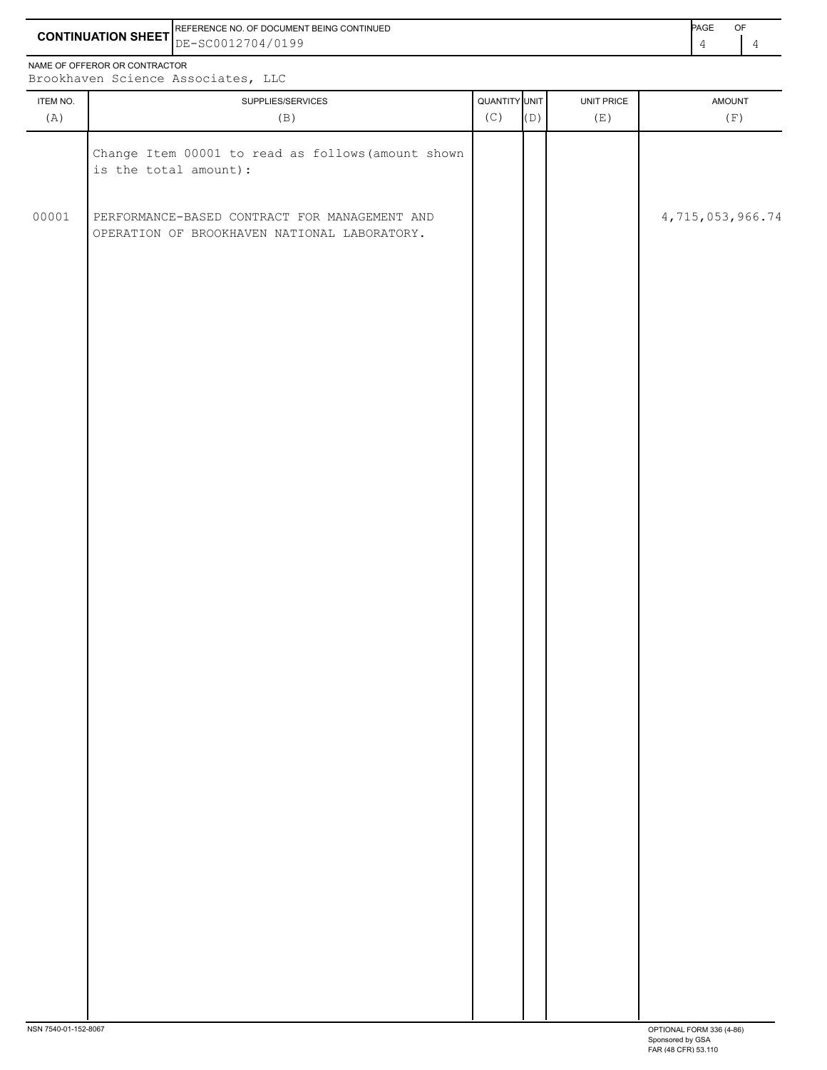**CONTINUATION SHEET**

REFERENCE NO. OF DOCUMENT BEING CONTINUED: DE-SC0012704/0199

NAME OF OFFEROR OR CONTRACTOR: Brookhaven Science Associates, LLC

| ITEM NO. (A) | SUPPLIES/SERVICES (B) | QUANTITY (C) | UNIT (D) | UNIT PRICE (E) | AMOUNT (F) |
|---|---|---|---|---|---|
| | Change Item 00001 to read as follows(amount shown is the total amount): | | | | |
| 00001 | PERFORMANCE-BASED CONTRACT FOR MANAGEMENT AND OPERATION OF BROOKHAVEN NATIONAL LABORATORY. | | | | 4,715,053,966.74 |

NSN 7540-01-152-8067

OPTIONAL FORM 336 (4-86)
Sponsored by GSA
FAR (48 CFR) 53.110